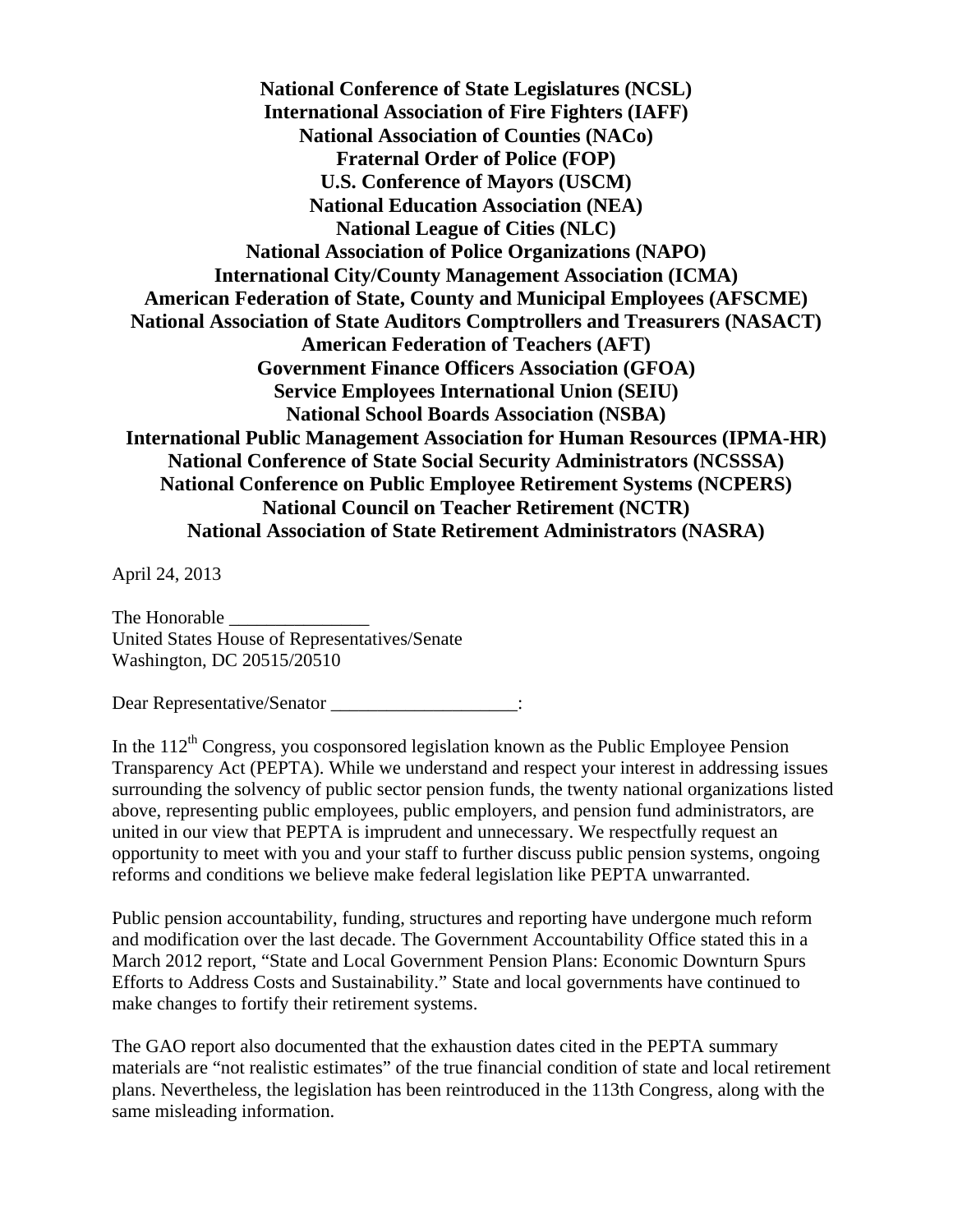**National Conference of State Legislatures (NCSL)**
**International Association of Fire Fighters (IAFF)**
**National Association of Counties (NACo)**
**Fraternal Order of Police (FOP)**
**U.S. Conference of Mayors (USCM)**
**National Education Association (NEA)**
**National League of Cities (NLC)**
**National Association of Police Organizations (NAPO)**
**International City/County Management Association (ICMA)**
**American Federation of State, County and Municipal Employees (AFSCME)**
**National Association of State Auditors Comptrollers and Treasurers (NASACT)**
**American Federation of Teachers (AFT)**
**Government Finance Officers Association (GFOA)**
**Service Employees International Union (SEIU)**
**National School Boards Association (NSBA)**
**International Public Management Association for Human Resources (IPMA-HR)**
**National Conference of State Social Security Administrators (NCSSSA)**
**National Conference on Public Employee Retirement Systems (NCPERS)**
**National Council on Teacher Retirement (NCTR)**
**National Association of State Retirement Administrators (NASRA)**

April 24, 2013

The Honorable _______________
United States House of Representatives/Senate
Washington, DC 20515/20510

Dear Representative/Senator ____________________:

In the 112th Congress, you cosponsored legislation known as the Public Employee Pension Transparency Act (PEPTA). While we understand and respect your interest in addressing issues surrounding the solvency of public sector pension funds, the twenty national organizations listed above, representing public employees, public employers, and pension fund administrators, are united in our view that PEPTA is imprudent and unnecessary. We respectfully request an opportunity to meet with you and your staff to further discuss public pension systems, ongoing reforms and conditions we believe make federal legislation like PEPTA unwarranted.

Public pension accountability, funding, structures and reporting have undergone much reform and modification over the last decade. The Government Accountability Office stated this in a March 2012 report, "State and Local Government Pension Plans: Economic Downturn Spurs Efforts to Address Costs and Sustainability." State and local governments have continued to make changes to fortify their retirement systems.

The GAO report also documented that the exhaustion dates cited in the PEPTA summary materials are "not realistic estimates" of the true financial condition of state and local retirement plans. Nevertheless, the legislation has been reintroduced in the 113th Congress, along with the same misleading information.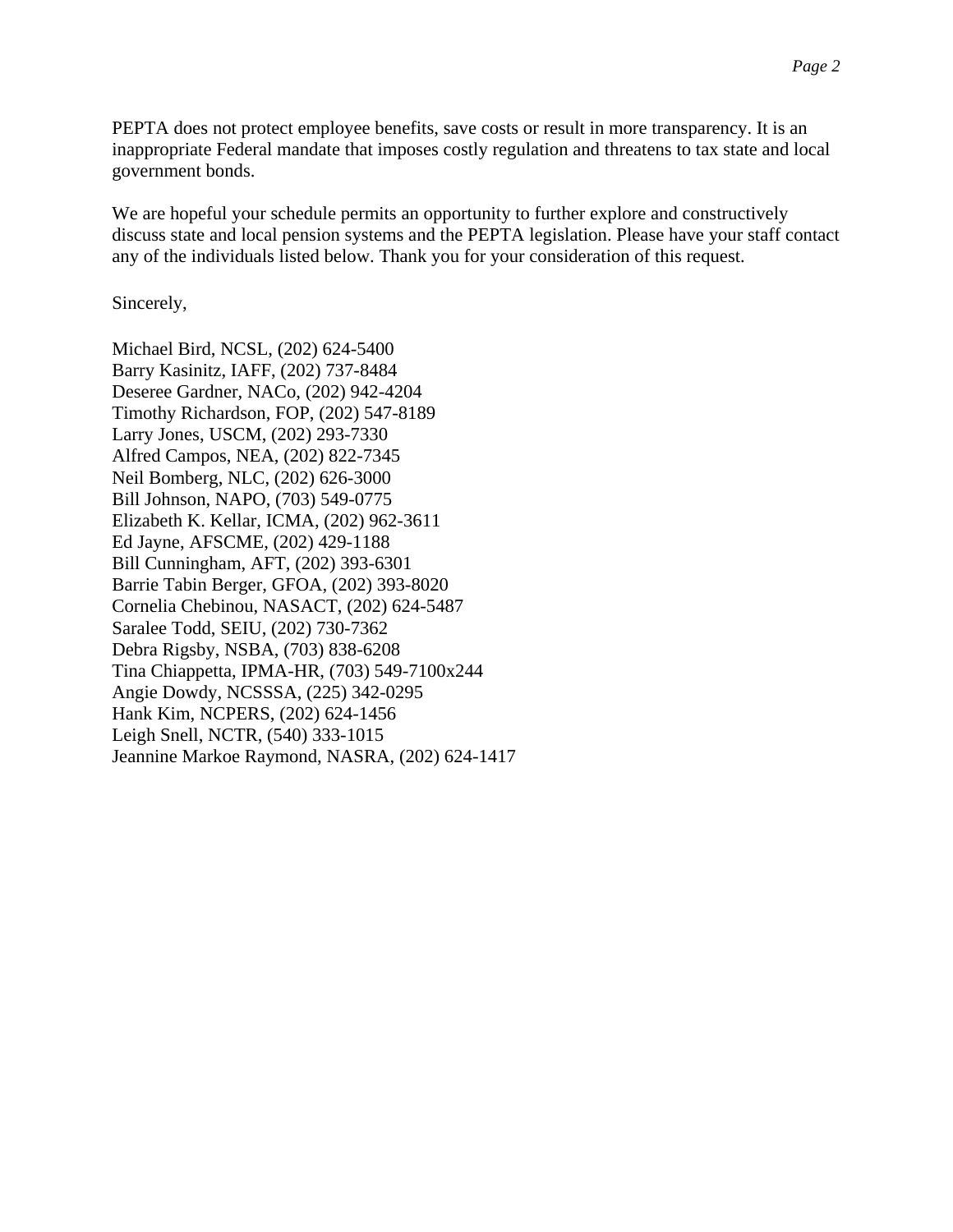PEPTA does not protect employee benefits, save costs or result in more transparency. It is an inappropriate Federal mandate that imposes costly regulation and threatens to tax state and local government bonds.

We are hopeful your schedule permits an opportunity to further explore and constructively discuss state and local pension systems and the PEPTA legislation. Please have your staff contact any of the individuals listed below. Thank you for your consideration of this request.

Sincerely,

Michael Bird, NCSL, (202) 624-5400
Barry Kasinitz, IAFF, (202) 737-8484
Deseree Gardner, NACo, (202) 942-4204
Timothy Richardson, FOP, (202) 547-8189
Larry Jones, USCM, (202) 293-7330
Alfred Campos, NEA, (202) 822-7345
Neil Bomberg, NLC, (202) 626-3000
Bill Johnson, NAPO, (703) 549-0775
Elizabeth K. Kellar, ICMA, (202) 962-3611
Ed Jayne, AFSCME, (202) 429-1188
Bill Cunningham, AFT, (202) 393-6301
Barrie Tabin Berger, GFOA, (202) 393-8020
Cornelia Chebinou, NASACT, (202) 624-5487
Saralee Todd, SEIU, (202) 730-7362
Debra Rigsby, NSBA, (703) 838-6208
Tina Chiappetta, IPMA-HR, (703) 549-7100x244
Angie Dowdy, NCSSSA, (225) 342-0295
Hank Kim, NCPERS, (202) 624-1456
Leigh Snell, NCTR, (540) 333-1015
Jeannine Markoe Raymond, NASRA, (202) 624-1417